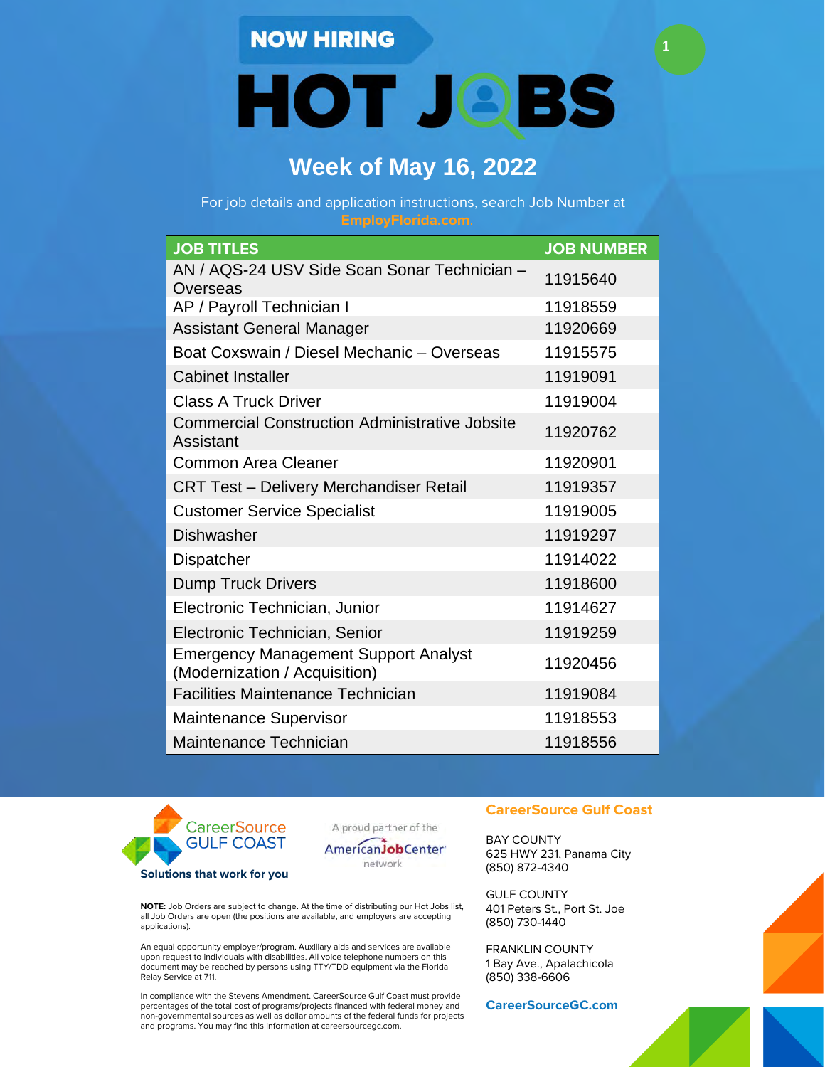NOW HIRING

# HOT JOBS

## Week of May 16, 2022

For job details and application instructions, search Job Number at **EmployFlorida.com**.

| JOB TITLES | JOB NUMBER |
|---|---|
| AN / AQS-24 USV Side Scan Sonar Technician – Overseas | 11915640 |
| AP / Payroll Technician I | 11918559 |
| Assistant General Manager | 11920669 |
| Boat Coxswain / Diesel Mechanic – Overseas | 11915575 |
| Cabinet Installer | 11919091 |
| Class A Truck Driver | 11919004 |
| Commercial Construction Administrative Jobsite Assistant | 11920762 |
| Common Area Cleaner | 11920901 |
| CRT Test – Delivery Merchandiser Retail | 11919357 |
| Customer Service Specialist | 11919005 |
| Dishwasher | 11919297 |
| Dispatcher | 11914022 |
| Dump Truck Drivers | 11918600 |
| Electronic Technician, Junior | 11914627 |
| Electronic Technician, Senior | 11919259 |
| Emergency Management Support Analyst (Modernization / Acquisition) | 11920456 |
| Facilities Maintenance Technician | 11919084 |
| Maintenance Supervisor | 11918553 |
| Maintenance Technician | 11918556 |

CareerSource GULF COAST

**Solutions that work for you**

A proud partner of the AmericanJobCenter network

**NOTE:** Job Orders are subject to change. At the time of distributing our Hot Jobs list, all Job Orders are open (the positions are available, and employers are accepting applications).

An equal opportunity employer/program. Auxiliary aids and services are available upon request to individuals with disabilities. All voice telephone numbers on this document may be reached by persons using TTY/TDD equipment via the Florida Relay Service at 711.

In compliance with the Stevens Amendment. CareerSource Gulf Coast must provide percentages of the total cost of programs/projects financed with federal money and non-governmental sources as well as dollar amounts of the federal funds for projects and programs. You may find this information at careersourcegc.com.

**CareerSource Gulf Coast**

BAY COUNTY
625 HWY 231, Panama City
(850) 872-4340

GULF COUNTY
401 Peters St., Port St. Joe
(850) 730-1440

FRANKLIN COUNTY
1 Bay Ave., Apalachicola
(850) 338-6606

**CareerSourceGC.com**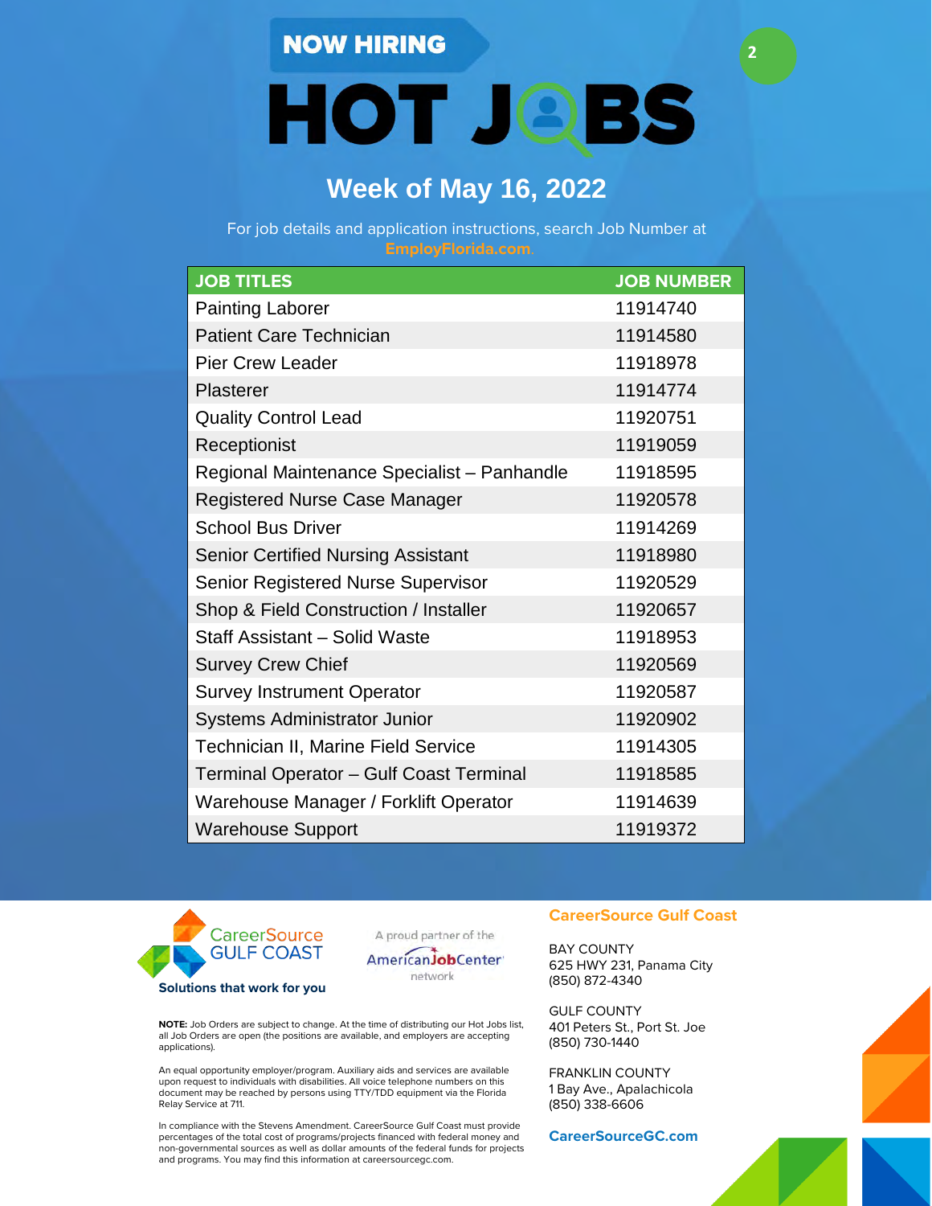NOW HIRING

# HOT JOBS

## Week of May 16, 2022

For job details and application instructions, search Job Number at EmployFlorida.com.

| JOB TITLES | JOB NUMBER |
|---|---|
| Painting Laborer | 11914740 |
| Patient Care Technician | 11914580 |
| Pier Crew Leader | 11918978 |
| Plasterer | 11914774 |
| Quality Control Lead | 11920751 |
| Receptionist | 11919059 |
| Regional Maintenance Specialist – Panhandle | 11918595 |
| Registered Nurse Case Manager | 11920578 |
| School Bus Driver | 11914269 |
| Senior Certified Nursing Assistant | 11918980 |
| Senior Registered Nurse Supervisor | 11920529 |
| Shop & Field Construction / Installer | 11920657 |
| Staff Assistant – Solid Waste | 11918953 |
| Survey Crew Chief | 11920569 |
| Survey Instrument Operator | 11920587 |
| Systems Administrator Junior | 11920902 |
| Technician II, Marine Field Service | 11914305 |
| Terminal Operator – Gulf Coast Terminal | 11918585 |
| Warehouse Manager / Forklift Operator | 11914639 |
| Warehouse Support | 11919372 |

CareerSource GULF COAST

Solutions that work for you

A proud partner of the AmericanJobCenter network

**NOTE:** Job Orders are subject to change. At the time of distributing our Hot Jobs list, all Job Orders are open (the positions are available, and employers are accepting applications).

An equal opportunity employer/program. Auxiliary aids and services are available upon request to individuals with disabilities. All voice telephone numbers on this document may be reached by persons using TTY/TDD equipment via the Florida Relay Service at 711.

In compliance with the Stevens Amendment. CareerSource Gulf Coast must provide percentages of the total cost of programs/projects financed with federal money and non-governmental sources as well as dollar amounts of the federal funds for projects and programs. You may find this information at careersourcegc.com.

**CareerSource Gulf Coast**

BAY COUNTY
625 HWY 231, Panama City
(850) 872-4340

GULF COUNTY
401 Peters St., Port St. Joe
(850) 730-1440

FRANKLIN COUNTY
1 Bay Ave., Apalachicola
(850) 338-6606

**CareerSourceGC.com**